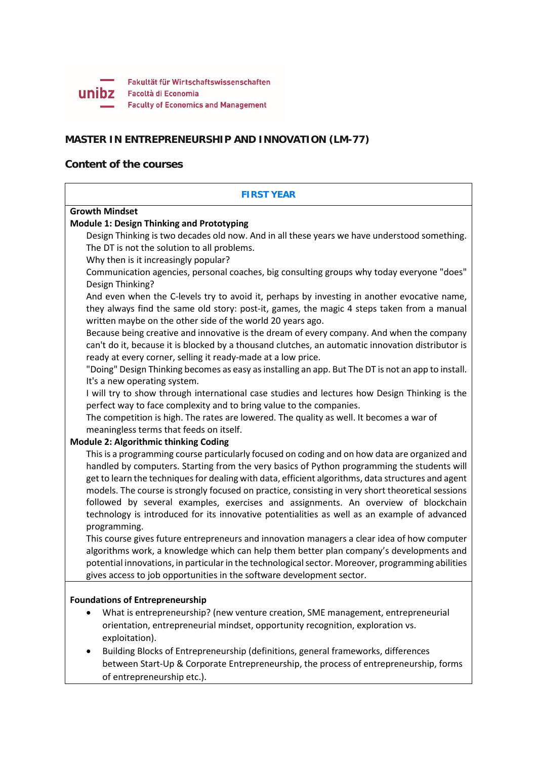Fakultät für Wirtschaftswissenschaften
Facoltà di Economia
Faculty of Economics and Management

# MASTER IN ENTREPRENEURSHIP AND INNOVATION (LM-77)

## Content of the courses

### FIRST YEAR

**Growth Mindset**

**Module 1: Design Thinking and Prototyping**

Design Thinking is two decades old now. And in all these years we have understood something. The DT is not the solution to all problems.

Why then is it increasingly popular?

Communication agencies, personal coaches, big consulting groups why today everyone "does" Design Thinking?

And even when the C-levels try to avoid it, perhaps by investing in another evocative name, they always find the same old story: post-it, games, the magic 4 steps taken from a manual written maybe on the other side of the world 20 years ago.

Because being creative and innovative is the dream of every company. And when the company can't do it, because it is blocked by a thousand clutches, an automatic innovation distributor is ready at every corner, selling it ready-made at a low price.

"Doing" Design Thinking becomes as easy as installing an app. But The DT is not an app to install. It's a new operating system.

I will try to show through international case studies and lectures how Design Thinking is the perfect way to face complexity and to bring value to the companies.

The competition is high. The rates are lowered. The quality as well. It becomes a war of meaningless terms that feeds on itself.

**Module 2: Algorithmic thinking Coding**

This is a programming course particularly focused on coding and on how data are organized and handled by computers. Starting from the very basics of Python programming the students will get to learn the techniques for dealing with data, efficient algorithms, data structures and agent models. The course is strongly focused on practice, consisting in very short theoretical sessions followed by several examples, exercises and assignments. An overview of blockchain technology is introduced for its innovative potentialities as well as an example of advanced programming.

This course gives future entrepreneurs and innovation managers a clear idea of how computer algorithms work, a knowledge which can help them better plan company's developments and potential innovations, in particular in the technological sector. Moreover, programming abilities gives access to job opportunities in the software development sector.

**Foundations of Entrepreneurship**

- What is entrepreneurship? (new venture creation, SME management, entrepreneurial orientation, entrepreneurial mindset, opportunity recognition, exploration vs. exploitation).
- Building Blocks of Entrepreneurship (definitions, general frameworks, differences between Start-Up & Corporate Entrepreneurship, the process of entrepreneurship, forms of entrepreneurship etc.).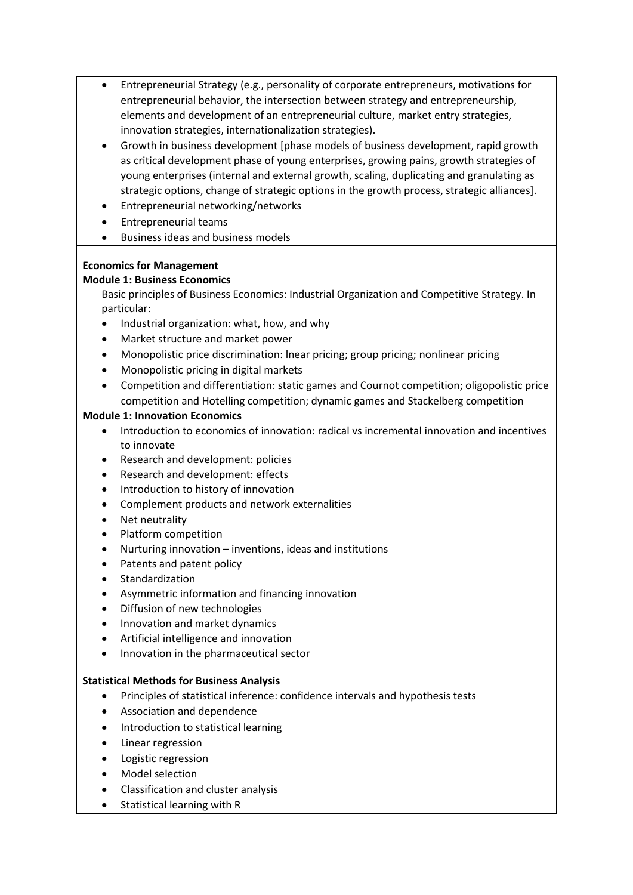- Entrepreneurial Strategy (e.g., personality of corporate entrepreneurs, motivations for entrepreneurial behavior, the intersection between strategy and entrepreneurship, elements and development of an entrepreneurial culture, market entry strategies, innovation strategies, internationalization strategies).
- Growth in business development [phase models of business development, rapid growth as critical development phase of young enterprises, growing pains, growth strategies of young enterprises (internal and external growth, scaling, duplicating and granulating as strategic options, change of strategic options in the growth process, strategic alliances].
- Entrepreneurial networking/networks
- Entrepreneurial teams
- Business ideas and business models

**Economics for Management**

**Module 1: Business Economics**

Basic principles of Business Economics: Industrial Organization and Competitive Strategy. In particular:

- Industrial organization: what, how, and why
- Market structure and market power
- Monopolistic price discrimination: lnear pricing; group pricing; nonlinear pricing
- Monopolistic pricing in digital markets
- Competition and differentiation: static games and Cournot competition; oligopolistic price competition and Hotelling competition; dynamic games and Stackelberg competition

**Module 1: Innovation Economics**

- Introduction to economics of innovation: radical vs incremental innovation and incentives to innovate
- Research and development: policies
- Research and development: effects
- Introduction to history of innovation
- Complement products and network externalities
- Net neutrality
- Platform competition
- Nurturing innovation – inventions, ideas and institutions
- Patents and patent policy
- Standardization
- Asymmetric information and financing innovation
- Diffusion of new technologies
- Innovation and market dynamics
- Artificial intelligence and innovation
- Innovation in the pharmaceutical sector

**Statistical Methods for Business Analysis**

- Principles of statistical inference: confidence intervals and hypothesis tests
- Association and dependence
- Introduction to statistical learning
- Linear regression
- Logistic regression
- Model selection
- Classification and cluster analysis
- Statistical learning with R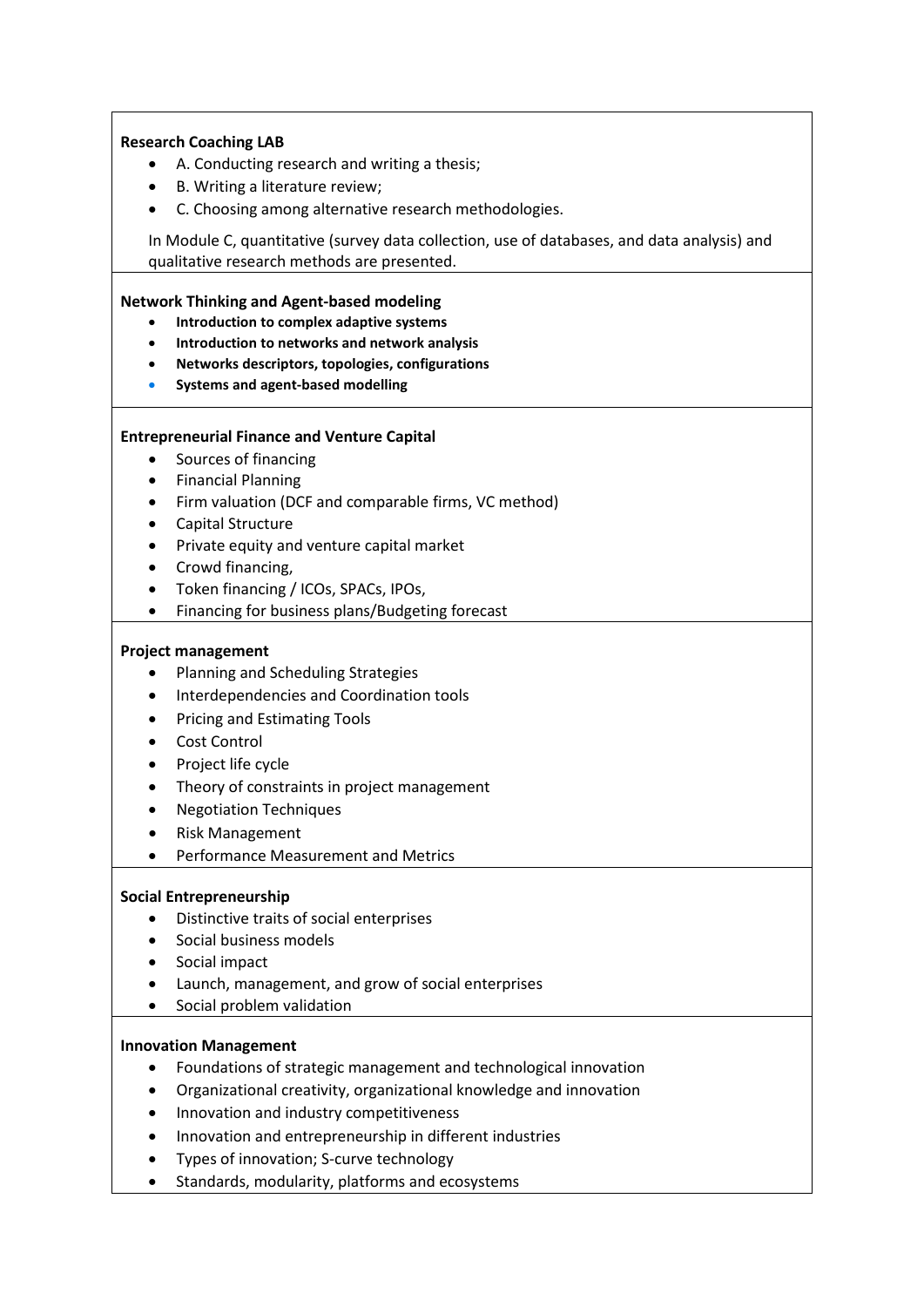**Research Coaching LAB**

- A. Conducting research and writing a thesis;
- B. Writing a literature review;
- C. Choosing among alternative research methodologies.

In Module C, quantitative (survey data collection, use of databases, and data analysis) and qualitative research methods are presented.

**Network Thinking and Agent-based modeling**

- **Introduction to complex adaptive systems**
- **Introduction to networks and network analysis**
- **Networks descriptors, topologies, configurations**
- **Systems and agent-based modelling**

**Entrepreneurial Finance and Venture Capital**

- Sources of financing
- Financial Planning
- Firm valuation (DCF and comparable firms, VC method)
- Capital Structure
- Private equity and venture capital market
- Crowd financing,
- Token financing / ICOs, SPACs, IPOs,
- Financing for business plans/Budgeting forecast

**Project management**

- Planning and Scheduling Strategies
- Interdependencies and Coordination tools
- Pricing and Estimating Tools
- Cost Control
- Project life cycle
- Theory of constraints in project management
- Negotiation Techniques
- Risk Management
- Performance Measurement and Metrics

**Social Entrepreneurship**

- Distinctive traits of social enterprises
- Social business models
- Social impact
- Launch, management, and grow of social enterprises
- Social problem validation

**Innovation Management**

- Foundations of strategic management and technological innovation
- Organizational creativity, organizational knowledge and innovation
- Innovation and industry competitiveness
- Innovation and entrepreneurship in different industries
- Types of innovation; S-curve technology
- Standards, modularity, platforms and ecosystems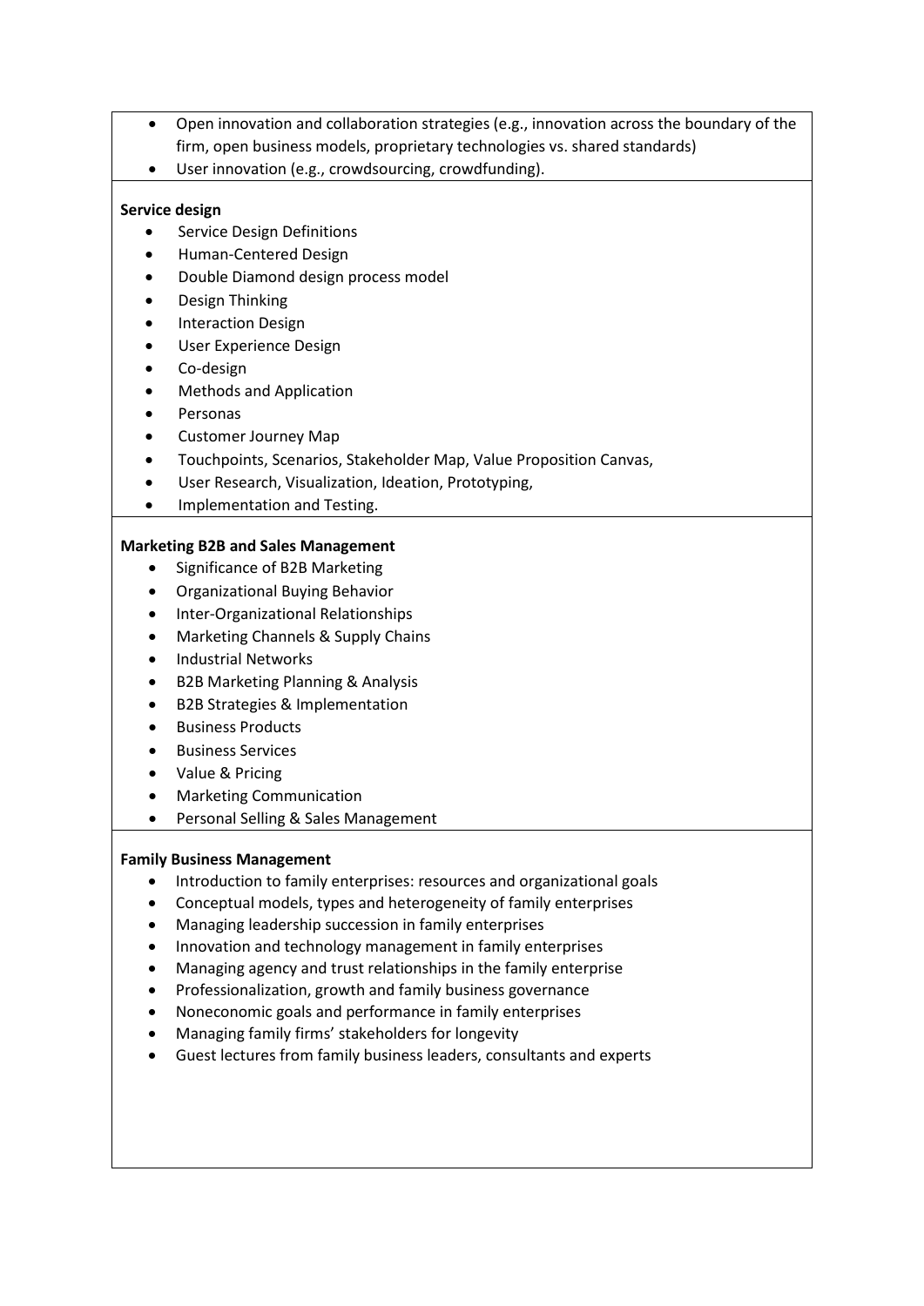- Open innovation and collaboration strategies (e.g., innovation across the boundary of the firm, open business models, proprietary technologies vs. shared standards)
- User innovation (e.g., crowdsourcing, crowdfunding).

**Service design**

- Service Design Definitions
- Human-Centered Design
- Double Diamond design process model
- Design Thinking
- Interaction Design
- User Experience Design
- Co-design
- Methods and Application
- Personas
- Customer Journey Map
- Touchpoints, Scenarios, Stakeholder Map, Value Proposition Canvas,
- User Research, Visualization, Ideation, Prototyping,
- Implementation and Testing.

**Marketing B2B and Sales Management**

- Significance of B2B Marketing
- Organizational Buying Behavior
- Inter-Organizational Relationships
- Marketing Channels & Supply Chains
- Industrial Networks
- B2B Marketing Planning & Analysis
- B2B Strategies & Implementation
- Business Products
- Business Services
- Value & Pricing
- Marketing Communication
- Personal Selling & Sales Management

**Family Business Management**

- Introduction to family enterprises: resources and organizational goals
- Conceptual models, types and heterogeneity of family enterprises
- Managing leadership succession in family enterprises
- Innovation and technology management in family enterprises
- Managing agency and trust relationships in the family enterprise
- Professionalization, growth and family business governance
- Noneconomic goals and performance in family enterprises
- Managing family firms' stakeholders for longevity
- Guest lectures from family business leaders, consultants and experts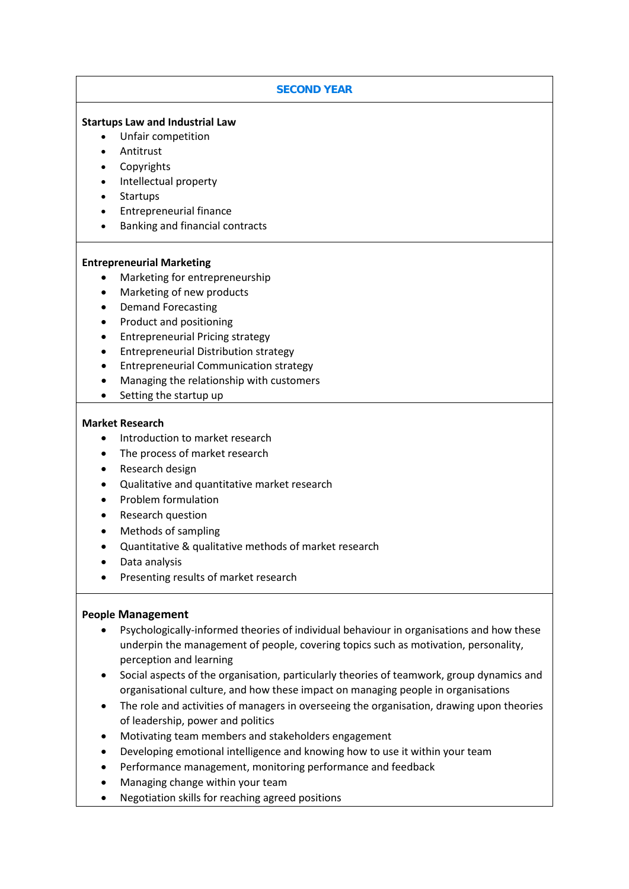## SECOND YEAR

**Startups Law and Industrial Law**

- Unfair competition
- Antitrust
- Copyrights
- Intellectual property
- Startups
- Entrepreneurial finance
- Banking and financial contracts

**Entrepreneurial Marketing**

- Marketing for entrepreneurship
- Marketing of new products
- Demand Forecasting
- Product and positioning
- Entrepreneurial Pricing strategy
- Entrepreneurial Distribution strategy
- Entrepreneurial Communication strategy
- Managing the relationship with customers
- Setting the startup up

**Market Research**

- Introduction to market research
- The process of market research
- Research design
- Qualitative and quantitative market research
- Problem formulation
- Research question
- Methods of sampling
- Quantitative & qualitative methods of market research
- Data analysis
- Presenting results of market research

**People Management**

- Psychologically-informed theories of individual behaviour in organisations and how these underpin the management of people, covering topics such as motivation, personality, perception and learning
- Social aspects of the organisation, particularly theories of teamwork, group dynamics and organisational culture, and how these impact on managing people in organisations
- The role and activities of managers in overseeing the organisation, drawing upon theories of leadership, power and politics
- Motivating team members and stakeholders engagement
- Developing emotional intelligence and knowing how to use it within your team
- Performance management, monitoring performance and feedback
- Managing change within your team
- Negotiation skills for reaching agreed positions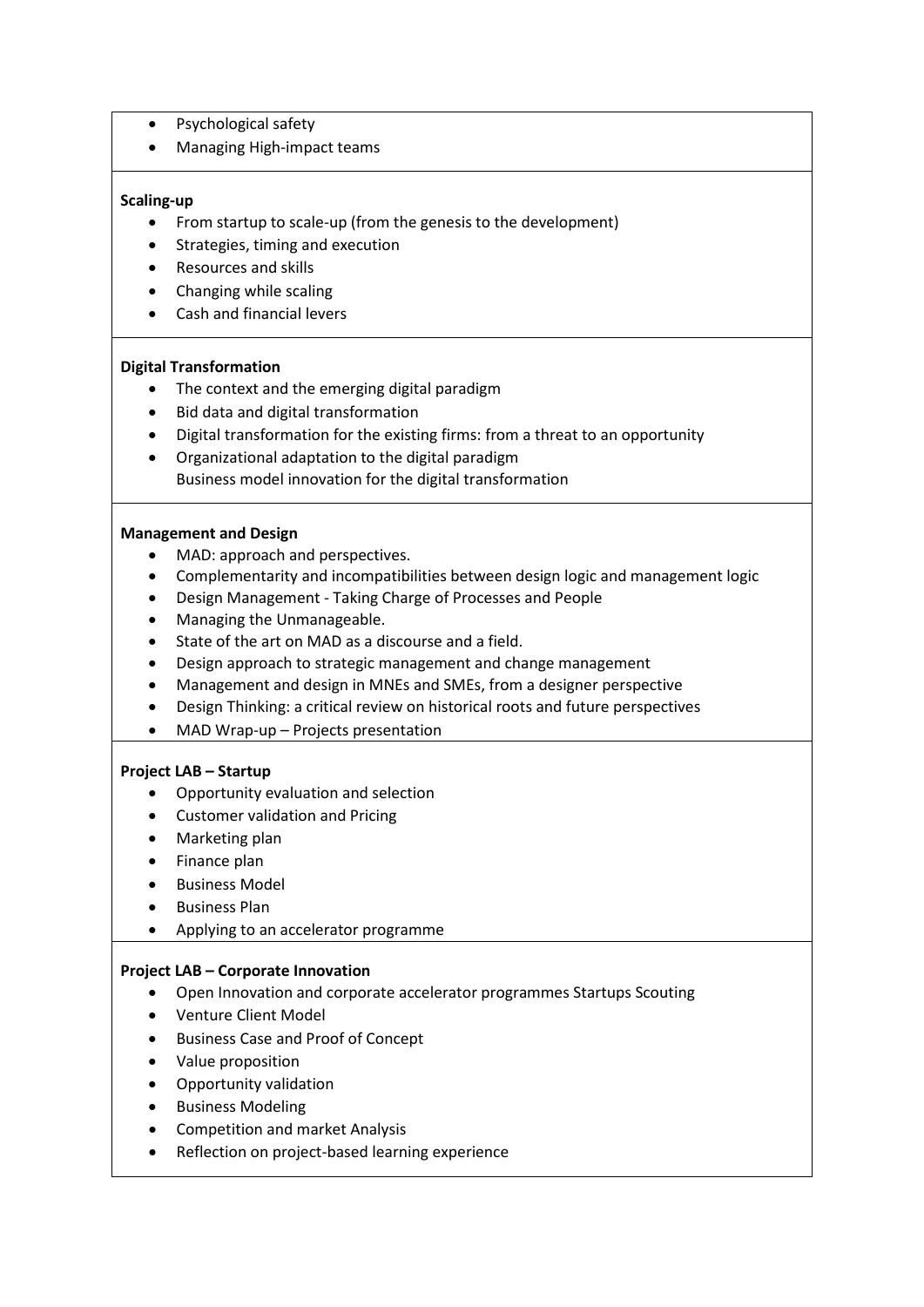- Psychological safety
- Managing High-impact teams

**Scaling-up**

- From startup to scale-up (from the genesis to the development)
- Strategies, timing and execution
- Resources and skills
- Changing while scaling
- Cash and financial levers

**Digital Transformation**

- The context and the emerging digital paradigm
- Bid data and digital transformation
- Digital transformation for the existing firms: from a threat to an opportunity
- Organizational adaptation to the digital paradigm
  Business model innovation for the digital transformation

**Management and Design**

- MAD: approach and perspectives.
- Complementarity and incompatibilities between design logic and management logic
- Design Management - Taking Charge of Processes and People
- Managing the Unmanageable.
- State of the art on MAD as a discourse and a field.
- Design approach to strategic management and change management
- Management and design in MNEs and SMEs, from a designer perspective
- Design Thinking: a critical review on historical roots and future perspectives
- MAD Wrap-up – Projects presentation

**Project LAB – Startup**

- Opportunity evaluation and selection
- Customer validation and Pricing
- Marketing plan
- Finance plan
- Business Model
- Business Plan
- Applying to an accelerator programme

**Project LAB – Corporate Innovation**

- Open Innovation and corporate accelerator programmes Startups Scouting
- Venture Client Model
- Business Case and Proof of Concept
- Value proposition
- Opportunity validation
- Business Modeling
- Competition and market Analysis
- Reflection on project-based learning experience